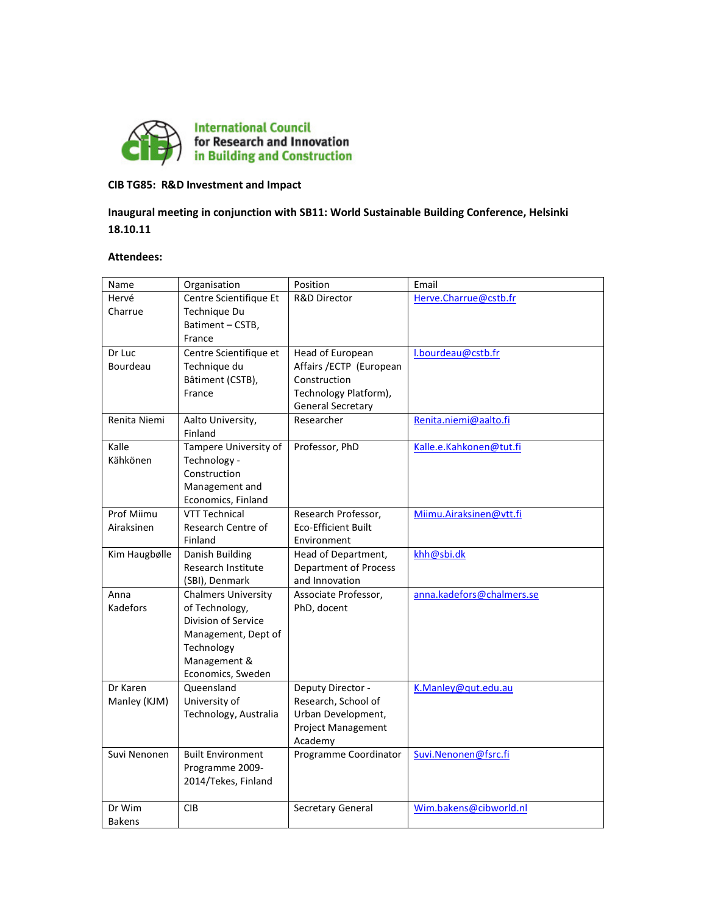International Council for Research and Innovation in Building and Construction

**CIB TG85: R&D Investment and Impact**

**Inaugural meeting in conjunction with SB11: World Sustainable Building Conference, Helsinki 18.10.11**

**Attendees:**

| Name | Organisation | Position | Email |
|---|---|---|---|
| Hervé Charrue | Centre Scientifique Et Technique Du Batiment – CSTB, France | R&D Director | Herve.Charrue@cstb.fr |
| Dr Luc Bourdeau | Centre Scientifique et Technique du Bâtiment (CSTB), France | Head of European Affairs /ECTP (European Construction Technology Platform), General Secretary | l.bourdeau@cstb.fr |
| Renita Niemi | Aalto University, Finland | Researcher | Renita.niemi@aalto.fi |
| Kalle Kähkönen | Tampere University of Technology - Construction Management and Economics, Finland | Professor, PhD | Kalle.e.Kahkonen@tut.fi |
| Prof Miimu Airaksinen | VTT Technical Research Centre of Finland | Research Professor, Eco-Efficient Built Environment | Miimu.Airaksinen@vtt.fi |
| Kim Haugbølle | Danish Building Research Institute (SBI), Denmark | Head of Department, Department of Process and Innovation | khh@sbi.dk |
| Anna Kadefors | Chalmers University of Technology, Division of Service Management, Dept of Technology Management & Economics, Sweden | Associate Professor, PhD, docent | anna.kadefors@chalmers.se |
| Dr Karen Manley (KJM) | Queensland University of Technology, Australia | Deputy Director - Research, School of Urban Development, Project Management Academy | K.Manley@qut.edu.au |
| Suvi Nenonen | Built Environment Programme 2009-2014/Tekes, Finland | Programme Coordinator | Suvi.Nenonen@fsrc.fi |
| Dr Wim Bakens | CIB | Secretary General | Wim.bakens@cibworld.nl |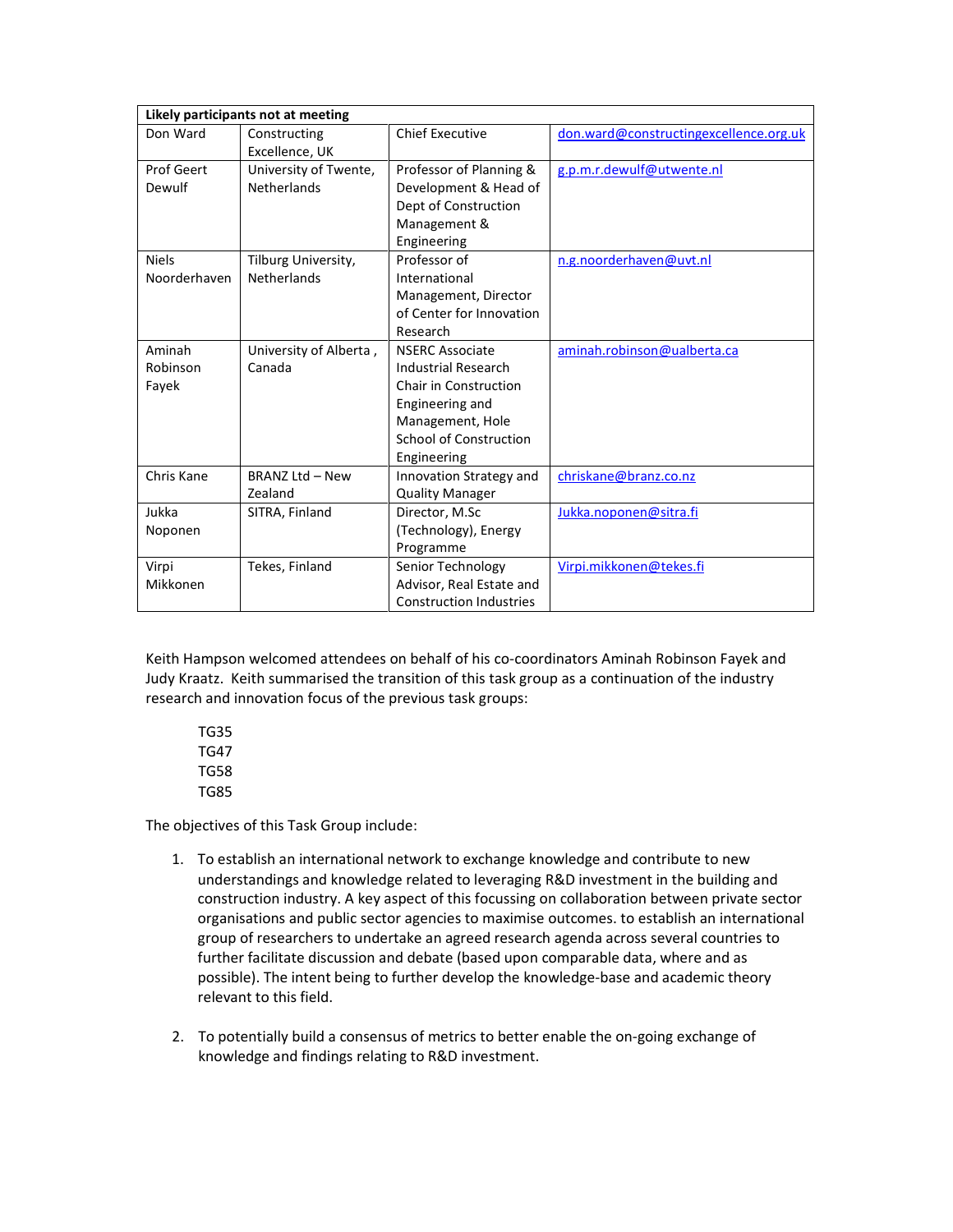| Likely participants not at meeting | | | |
|---|---|---|---|
| Don Ward | Constructing Excellence, UK | Chief Executive | don.ward@constructingexcellence.org.uk |
| Prof Geert Dewulf | University of Twente, Netherlands | Professor of Planning & Development & Head of Dept of Construction Management & Engineering | g.p.m.r.dewulf@utwente.nl |
| Niels Noorderhaven | Tilburg University, Netherlands | Professor of International Management, Director of Center for Innovation Research | n.g.noorderhaven@uvt.nl |
| Aminah Robinson Fayek | University of Alberta , Canada | NSERC Associate Industrial Research Chair in Construction Engineering and Management, Hole School of Construction Engineering | aminah.robinson@ualberta.ca |
| Chris Kane | BRANZ Ltd – New Zealand | Innovation Strategy and Quality Manager | chriskane@branz.co.nz |
| Jukka Noponen | SITRA, Finland | Director, M.Sc (Technology), Energy Programme | Jukka.noponen@sitra.fi |
| Virpi Mikkonen | Tekes, Finland | Senior Technology Advisor, Real Estate and Construction Industries | Virpi.mikkonen@tekes.fi |

Keith Hampson welcomed attendees on behalf of his co-coordinators Aminah Robinson Fayek and Judy Kraatz. Keith summarised the transition of this task group as a continuation of the industry research and innovation focus of the previous task groups:

TG35  
TG47  
TG58  
TG85

The objectives of this Task Group include:

1. To establish an international network to exchange knowledge and contribute to new understandings and knowledge related to leveraging R&D investment in the building and construction industry. A key aspect of this focussing on collaboration between private sector organisations and public sector agencies to maximise outcomes. to establish an international group of researchers to undertake an agreed research agenda across several countries to further facilitate discussion and debate (based upon comparable data, where and as possible). The intent being to further develop the knowledge-base and academic theory relevant to this field.

2. To potentially build a consensus of metrics to better enable the on-going exchange of knowledge and findings relating to R&D investment.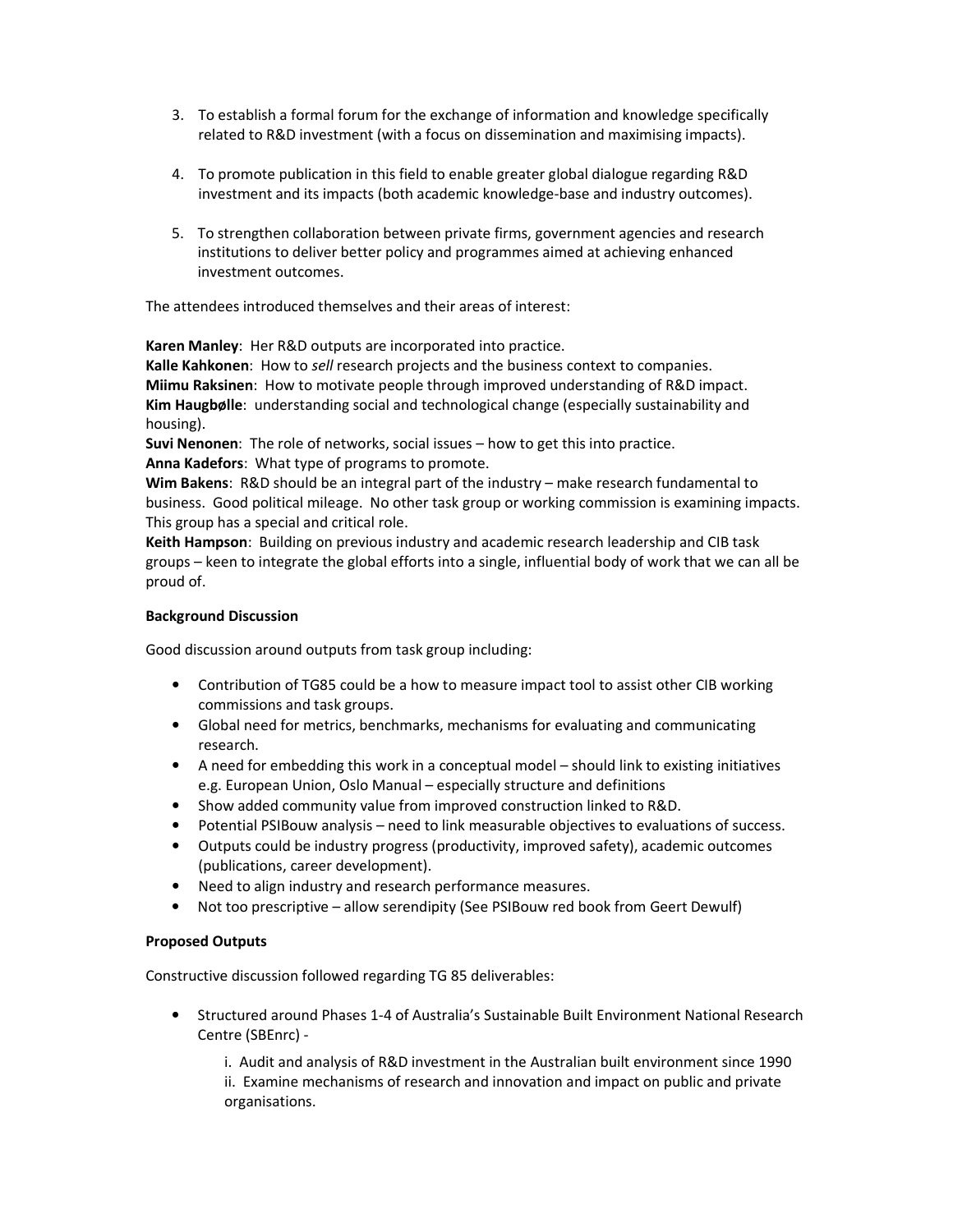3. To establish a formal forum for the exchange of information and knowledge specifically related to R&D investment (with a focus on dissemination and maximising impacts).

4. To promote publication in this field to enable greater global dialogue regarding R&D investment and its impacts (both academic knowledge-base and industry outcomes).

5. To strengthen collaboration between private firms, government agencies and research institutions to deliver better policy and programmes aimed at achieving enhanced investment outcomes.

The attendees introduced themselves and their areas of interest:

**Karen Manley**: Her R&D outputs are incorporated into practice.
**Kalle Kahkonen**: How to *sell* research projects and the business context to companies.
**Miimu Raksinen**: How to motivate people through improved understanding of R&D impact.
**Kim Haugbølle**: understanding social and technological change (especially sustainability and housing).
**Suvi Nenonen**: The role of networks, social issues – how to get this into practice.
**Anna Kadefors**: What type of programs to promote.
**Wim Bakens**: R&D should be an integral part of the industry – make research fundamental to business. Good political mileage. No other task group or working commission is examining impacts. This group has a special and critical role.
**Keith Hampson**: Building on previous industry and academic research leadership and CIB task groups – keen to integrate the global efforts into a single, influential body of work that we can all be proud of.

**Background Discussion**

Good discussion around outputs from task group including:

- Contribution of TG85 could be a how to measure impact tool to assist other CIB working commissions and task groups.
- Global need for metrics, benchmarks, mechanisms for evaluating and communicating research.
- A need for embedding this work in a conceptual model – should link to existing initiatives e.g. European Union, Oslo Manual – especially structure and definitions
- Show added community value from improved construction linked to R&D.
- Potential PSIBouw analysis – need to link measurable objectives to evaluations of success.
- Outputs could be industry progress (productivity, improved safety), academic outcomes (publications, career development).
- Need to align industry and research performance measures.
- Not too prescriptive – allow serendipity (See PSIBouw red book from Geert Dewulf)

**Proposed Outputs**

Constructive discussion followed regarding TG 85 deliverables:

- Structured around Phases 1-4 of Australia's Sustainable Built Environment National Research Centre (SBEnrc) -

  i. Audit and analysis of R&D investment in the Australian built environment since 1990
  ii. Examine mechanisms of research and innovation and impact on public and private organisations.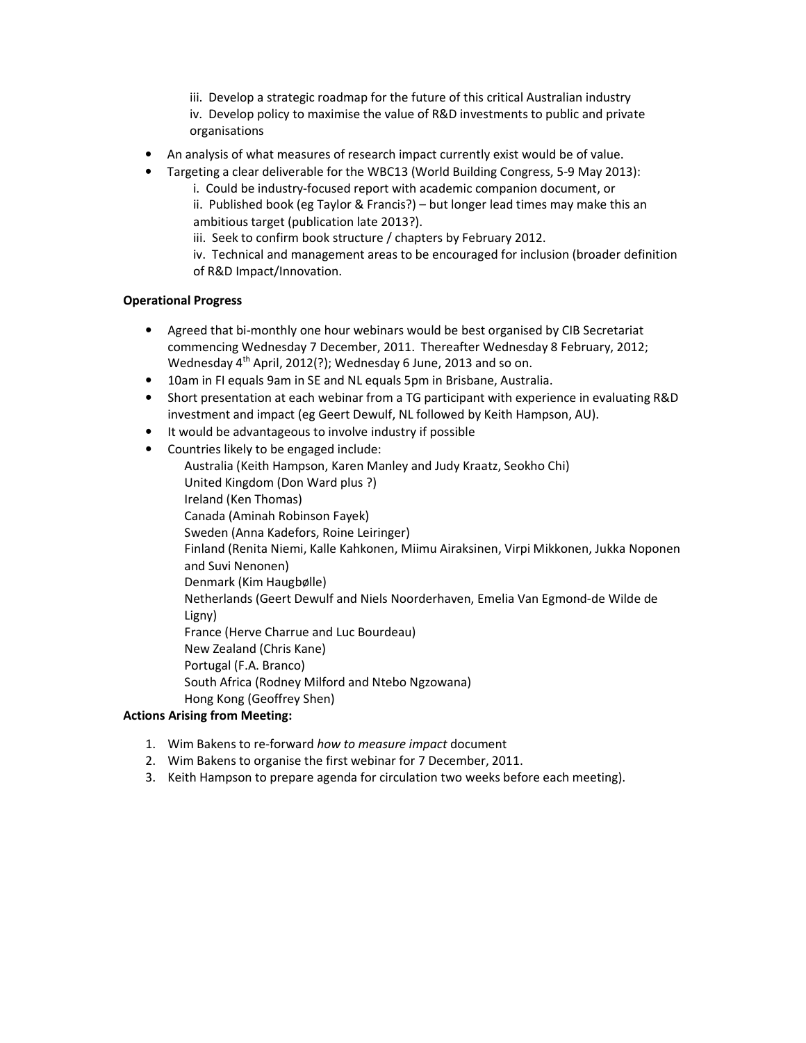iii. Develop a strategic roadmap for the future of this critical Australian industry

iv. Develop policy to maximise the value of R&D investments to public and private organisations

- An analysis of what measures of research impact currently exist would be of value.
- Targeting a clear deliverable for the WBC13 (World Building Congress, 5-9 May 2013):
  - i. Could be industry-focused report with academic companion document, or
  - ii. Published book (eg Taylor & Francis?) – but longer lead times may make this an ambitious target (publication late 2013?).
  - iii. Seek to confirm book structure / chapters by February 2012.
  - iv. Technical and management areas to be encouraged for inclusion (broader definition of R&D Impact/Innovation.

**Operational Progress**

- Agreed that bi-monthly one hour webinars would be best organised by CIB Secretariat commencing Wednesday 7 December, 2011. Thereafter Wednesday 8 February, 2012; Wednesday 4th April, 2012(?); Wednesday 6 June, 2013 and so on.
- 10am in FI equals 9am in SE and NL equals 5pm in Brisbane, Australia.
- Short presentation at each webinar from a TG participant with experience in evaluating R&D investment and impact (eg Geert Dewulf, NL followed by Keith Hampson, AU).
- It would be advantageous to involve industry if possible
- Countries likely to be engaged include:

  Australia (Keith Hampson, Karen Manley and Judy Kraatz, Seokho Chi)
  United Kingdom (Don Ward plus ?)
  Ireland (Ken Thomas)
  Canada (Aminah Robinson Fayek)
  Sweden (Anna Kadefors, Roine Leiringer)
  Finland (Renita Niemi, Kalle Kahkonen, Miimu Airaksinen, Virpi Mikkonen, Jukka Noponen and Suvi Nenonen)
  Denmark (Kim Haugbølle)
  Netherlands (Geert Dewulf and Niels Noorderhaven, Emelia Van Egmond-de Wilde de Ligny)
  France (Herve Charrue and Luc Bourdeau)
  New Zealand (Chris Kane)
  Portugal (F.A. Branco)
  South Africa (Rodney Milford and Ntebo Ngzowana)
  Hong Kong (Geoffrey Shen)

**Actions Arising from Meeting:**

1. Wim Bakens to re-forward *how to measure impact* document
2. Wim Bakens to organise the first webinar for 7 December, 2011.
3. Keith Hampson to prepare agenda for circulation two weeks before each meeting).